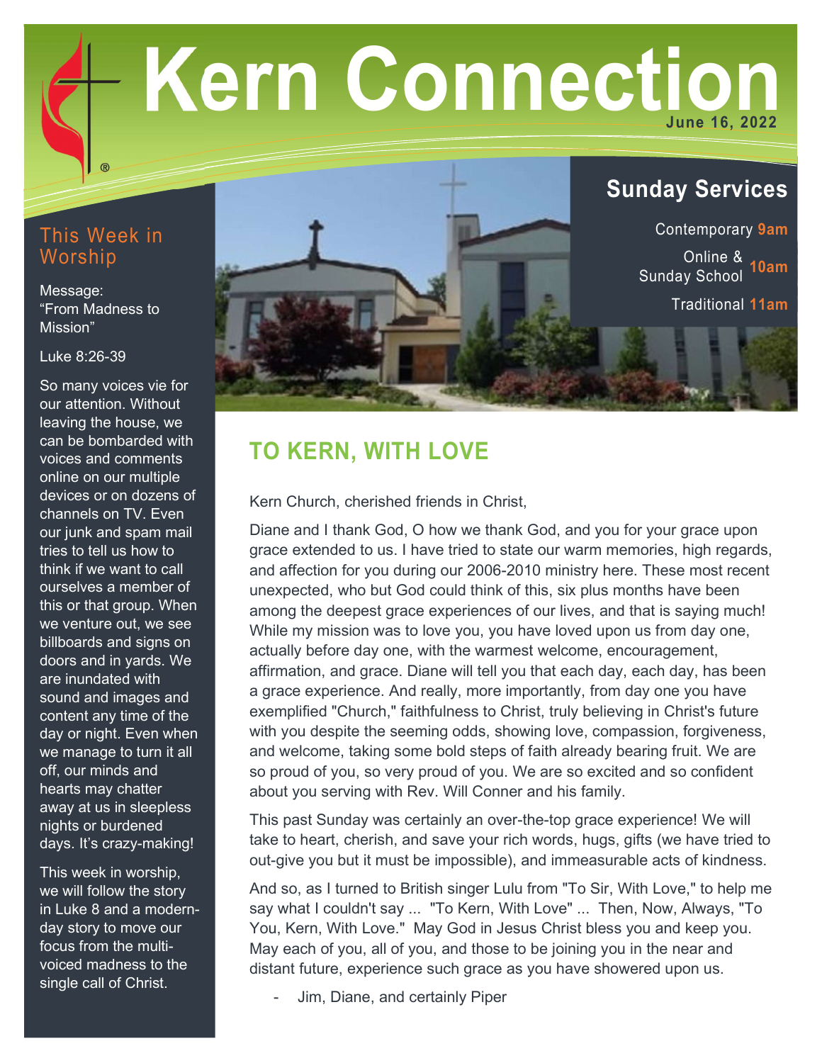# Kern Connection

June 16, 2022

## This Week in Worship

Message:
"From Madness to Mission"

Luke 8:26-39

So many voices vie for our attention. Without leaving the house, we can be bombarded with voices and comments online on our multiple devices or on dozens of channels on TV. Even our junk and spam mail tries to tell us how to think if we want to call ourselves a member of this or that group. When we venture out, we see billboards and signs on doors and in yards. We are inundated with sound and images and content any time of the day or night. Even when we manage to turn it all off, our minds and hearts may chatter away at us in sleepless nights or burdened days. It's crazy-making!

This week in worship, we will follow the story in Luke 8 and a modern-day story to move our focus from the multi-voiced madness to the single call of Christ.

## Sunday Services

Contemporary **9am**

Online & Sunday School **10am**

Traditional **11am**

## TO KERN, WITH LOVE

Kern Church, cherished friends in Christ,

Diane and I thank God, O how we thank God, and you for your grace upon grace extended to us. I have tried to state our warm memories, high regards, and affection for you during our 2006-2010 ministry here. These most recent unexpected, who but God could think of this, six plus months have been among the deepest grace experiences of our lives, and that is saying much! While my mission was to love you, you have loved upon us from day one, actually before day one, with the warmest welcome, encouragement, affirmation, and grace. Diane will tell you that each day, each day, has been a grace experience. And really, more importantly, from day one you have exemplified "Church," faithfulness to Christ, truly believing in Christ's future with you despite the seeming odds, showing love, compassion, forgiveness, and welcome, taking some bold steps of faith already bearing fruit. We are so proud of you, so very proud of you. We are so excited and so confident about you serving with Rev. Will Conner and his family.

This past Sunday was certainly an over-the-top grace experience! We will take to heart, cherish, and save your rich words, hugs, gifts (we have tried to out-give you but it must be impossible), and immeasurable acts of kindness.

And so, as I turned to British singer Lulu from "To Sir, With Love," to help me say what I couldn't say ... "To Kern, With Love" ... Then, Now, Always, "To You, Kern, With Love." May God in Jesus Christ bless you and keep you. May each of you, all of you, and those to be joining you in the near and distant future, experience such grace as you have showered upon us.

- Jim, Diane, and certainly Piper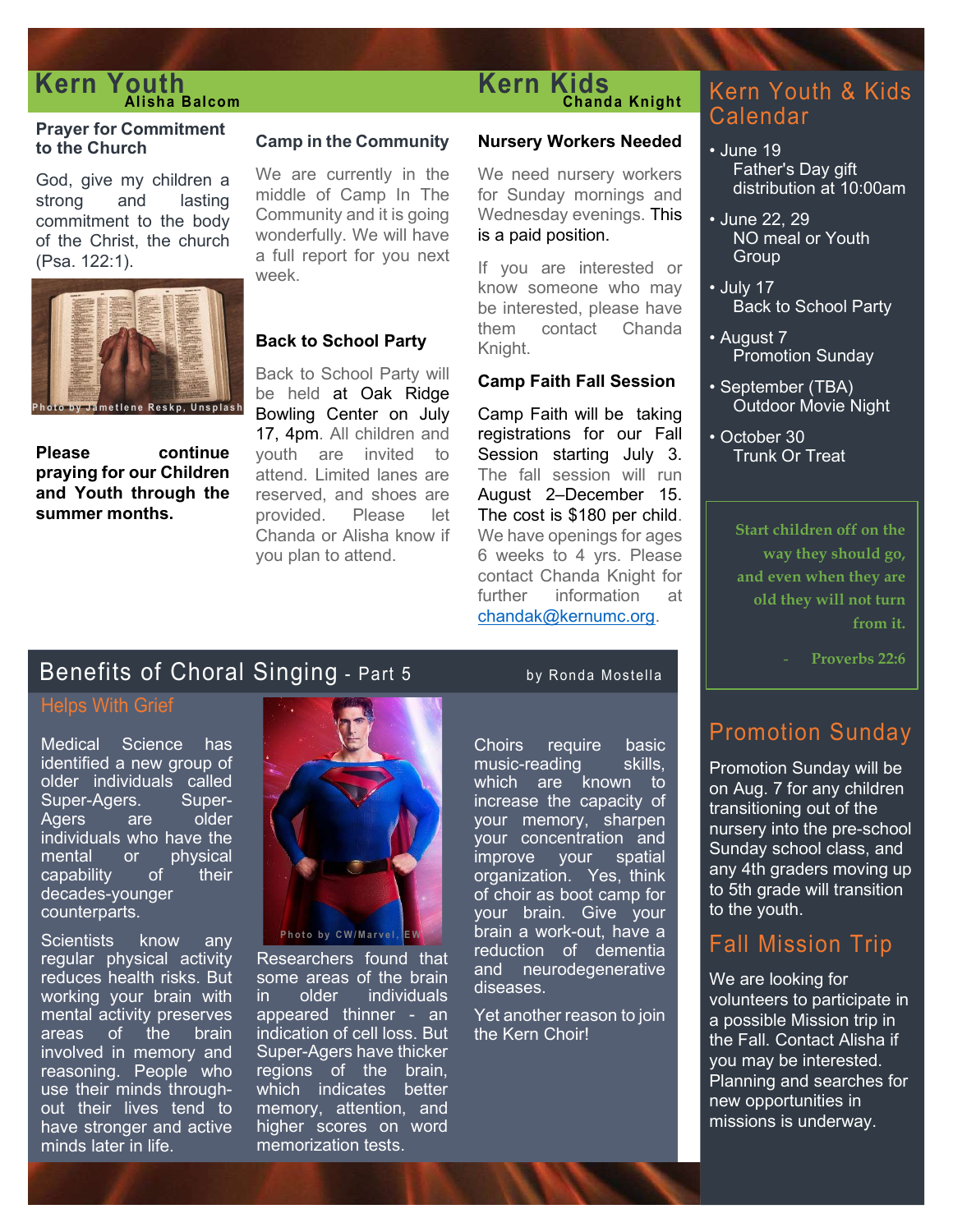## Kern Youth
**Alisha Balcom**

### Prayer for Commitment to the Church

God, give my children a strong and lasting commitment to the body of the Christ, the church (Psa. 122:1).

Photo by Jametlene Reskp, Unsplash

**Please continue praying for our Children and Youth through the summer months.**

### Camp in the Community

We are currently in the middle of Camp In The Community and it is going wonderfully. We will have a full report for you next week.

### Back to School Party

Back to School Party will be held at Oak Ridge Bowling Center on July 17, 4pm. All children and youth are invited to attend. Limited lanes are reserved, and shoes are provided. Please let Chanda or Alisha know if you plan to attend.

## Kern Kids
**Chanda Knight**

### Nursery Workers Needed

We need nursery workers for Sunday mornings and Wednesday evenings. This is a paid position.

If you are interested or know someone who may be interested, please have them contact Chanda Knight.

### Camp Faith Fall Session

Camp Faith will be taking registrations for our Fall Session starting July 3. The fall session will run August 2–December 15. The cost is $180 per child. We have openings for ages 6 weeks to 4 yrs. Please contact Chanda Knight for further information at chandak@kernumc.org.

## Kern Youth & Kids Calendar

- June 19
  Father's Day gift distribution at 10:00am
- June 22, 29
  NO meal or Youth Group
- July 17
  Back to School Party
- August 7
  Promotion Sunday
- September (TBA)
  Outdoor Movie Night
- October 30
  Trunk Or Treat

*Start children off on the way they should go, and even when they are old they will not turn from it.*

*- Proverbs 22:6*

## Benefits of Choral Singing - Part 5
by Ronda Mostella

### Helps With Grief

Medical Science has identified a new group of older individuals called Super-Agers. Super-Agers are older individuals who have the mental or physical capability of their decades-younger counterparts.

Scientists know any regular physical activity reduces health risks. But working your brain with mental activity preserves areas of the brain involved in memory and reasoning. People who use their minds throughout their lives tend to have stronger and active minds later in life.

Photo by CW/Marvel, EW

Researchers found that some areas of the brain in older individuals appeared thinner - an indication of cell loss. But Super-Agers have thicker regions of the brain, which indicates better memory, attention, and higher scores on word memorization tests.

Choirs require basic music-reading skills, which are known to increase the capacity of your memory, sharpen your concentration and improve your spatial organization. Yes, think of choir as boot camp for your brain. Give your brain a work-out, have a reduction of dementia and neurodegenerative diseases.

Yet another reason to join the Kern Choir!

## Promotion Sunday

Promotion Sunday will be on Aug. 7 for any children transitioning out of the nursery into the pre-school Sunday school class, and any 4th graders moving up to 5th grade will transition to the youth.

## Fall Mission Trip

We are looking for volunteers to participate in a possible Mission trip in the Fall. Contact Alisha if you may be interested. Planning and searches for new opportunities in missions is underway.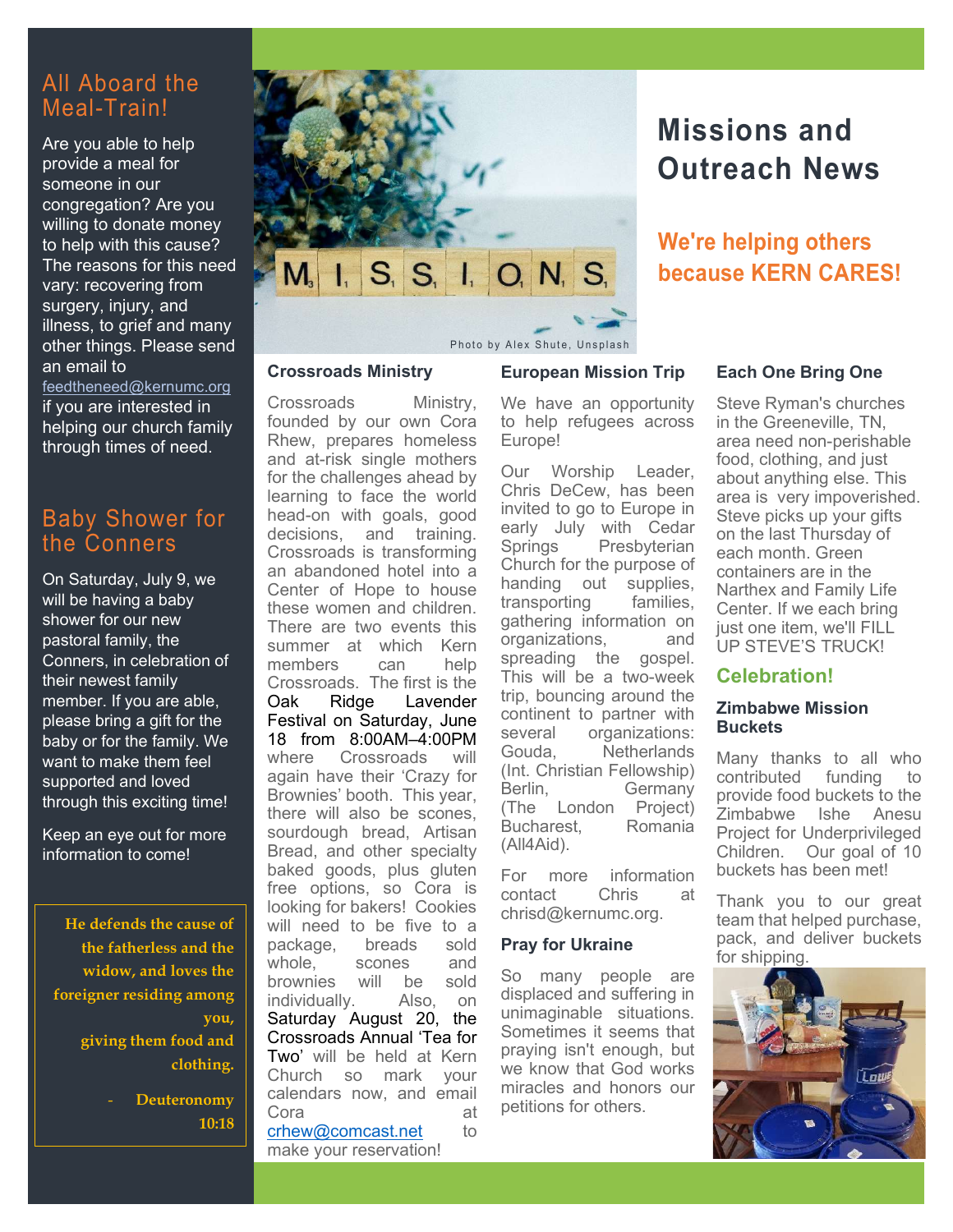# Missions and Outreach News

## We're helping others because KERN CARES!

Photo by Alex Shute, Unsplash

## All Aboard the Meal-Train!

Are you able to help provide a meal for someone in our congregation? Are you willing to donate money to help with this cause? The reasons for this need vary: recovering from surgery, injury, and illness, to grief and many other things. Please send an email to feedtheneed@kernumc.org if you are interested in helping our church family through times of need.

## Baby Shower for the Conners

On Saturday, July 9, we will be having a baby shower for our new pastoral family, the Conners, in celebration of their newest family member. If you are able, please bring a gift for the baby or for the family. We want to make them feel supported and loved through this exciting time!

Keep an eye out for more information to come!

**He defends the cause of the fatherless and the widow, and loves the foreigner residing among you, giving them food and clothing.**

**- Deuteronomy 10:18**

### Crossroads Ministry

Crossroads Ministry, founded by our own Cora Rhew, prepares homeless and at-risk single mothers for the challenges ahead by learning to face the world head-on with goals, good decisions, and training. Crossroads is transforming an abandoned hotel into a Center of Hope to house these women and children. There are two events this summer at which Kern members can help Crossroads. The first is the Oak Ridge Lavender Festival on Saturday, June 18 from 8:00AM–4:00PM where Crossroads will again have their 'Crazy for Brownies' booth. This year, there will also be scones, sourdough bread, Artisan Bread, and other specialty baked goods, plus gluten free options, so Cora is looking for bakers! Cookies will need to be five to a package, breads sold whole, scones and brownies will be sold individually. Also, on Saturday August 20, the Crossroads Annual 'Tea for Two' will be held at Kern Church so mark your calendars now, and email Cora at crhew@comcast.net to make your reservation!

### European Mission Trip

We have an opportunity to help refugees across Europe!

Our Worship Leader, Chris DeCew, has been invited to go to Europe in early July with Cedar Springs Presbyterian Church for the purpose of handing out supplies, transporting families, gathering information on organizations, and spreading the gospel. This will be a two-week trip, bouncing around the continent to partner with several organizations: Gouda, Netherlands (Int. Christian Fellowship) Berlin, Germany (The London Project) Bucharest, Romania (All4Aid).

For more information contact Chris at chrisd@kernumc.org.

### Pray for Ukraine

So many people are displaced and suffering in unimaginable situations. Sometimes it seems that praying isn't enough, but we know that God works miracles and honors our petitions for others.

### Each One Bring One

Steve Ryman's churches in the Greeneville, TN, area need non-perishable food, clothing, and just about anything else. This area is very impoverished. Steve picks up your gifts on the last Thursday of each month. Green containers are in the Narthex and Family Life Center. If we each bring just one item, we'll FILL UP STEVE'S TRUCK!

## Celebration!

### Zimbabwe Mission Buckets

Many thanks to all who contributed funding to provide food buckets to the Zimbabwe Ishe Anesu Project for Underprivileged Children. Our goal of 10 buckets has been met!

Thank you to our great team that helped purchase, pack, and deliver buckets for shipping.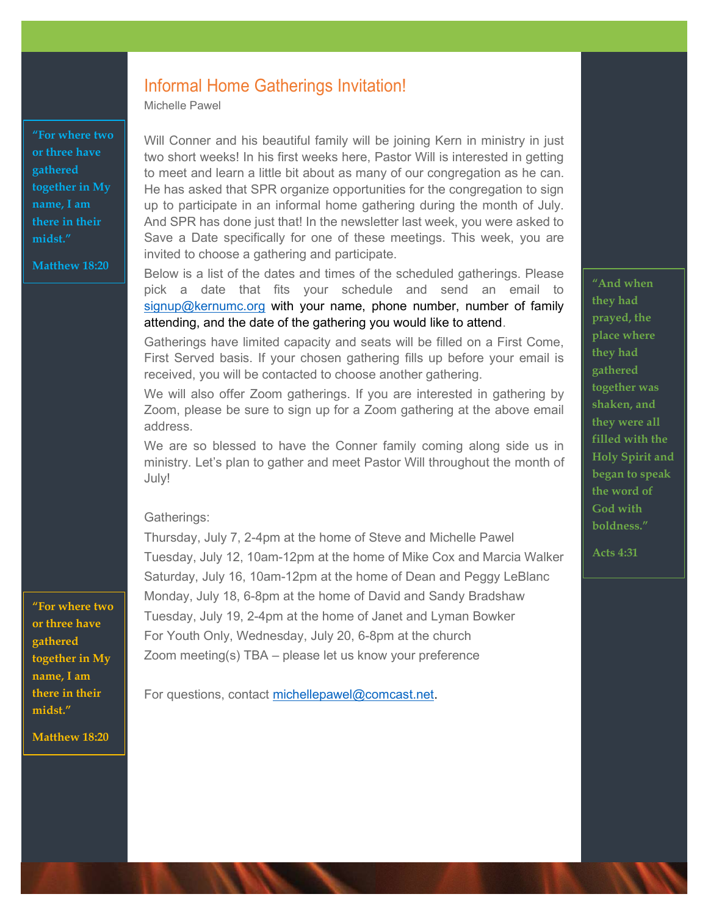## Informal Home Gatherings Invitation!

Michelle Pawel

Will Conner and his beautiful family will be joining Kern in ministry in just two short weeks! In his first weeks here, Pastor Will is interested in getting to meet and learn a little bit about as many of our congregation as he can. He has asked that SPR organize opportunities for the congregation to sign up to participate in an informal home gathering during the month of July. And SPR has done just that! In the newsletter last week, you were asked to Save a Date specifically for one of these meetings. This week, you are invited to choose a gathering and participate.

Below is a list of the dates and times of the scheduled gatherings. Please pick a date that fits your schedule and send an email to signup@kernumc.org with your name, phone number, number of family attending, and the date of the gathering you would like to attend.

Gatherings have limited capacity and seats will be filled on a First Come, First Served basis. If your chosen gathering fills up before your email is received, you will be contacted to choose another gathering.

We will also offer Zoom gatherings. If you are interested in gathering by Zoom, please be sure to sign up for a Zoom gathering at the above email address.

We are so blessed to have the Conner family coming along side us in ministry. Let's plan to gather and meet Pastor Will throughout the month of July!

Gatherings:

Thursday, July 7, 2-4pm at the home of Steve and Michelle Pawel
Tuesday, July 12, 10am-12pm at the home of Mike Cox and Marcia Walker
Saturday, July 16, 10am-12pm at the home of Dean and Peggy LeBlanc
Monday, July 18, 6-8pm at the home of David and Sandy Bradshaw
Tuesday, July 19, 2-4pm at the home of Janet and Lyman Bowker
For Youth Only, Wednesday, July 20, 6-8pm at the church
Zoom meeting(s) TBA – please let us know your preference

For questions, contact michellepawel@comcast.net.

> **"For where two or three have gathered together in My name, I am there in their midst."**
>
> **Matthew 18:20**

> **"And when they had prayed, the place where they had gathered together was shaken, and they were all filled with the Holy Spirit and began to speak the word of God with boldness."**
>
> **Acts 4:31**

> **"For where two or three have gathered together in My name, I am there in their midst."**
>
> **Matthew 18:20**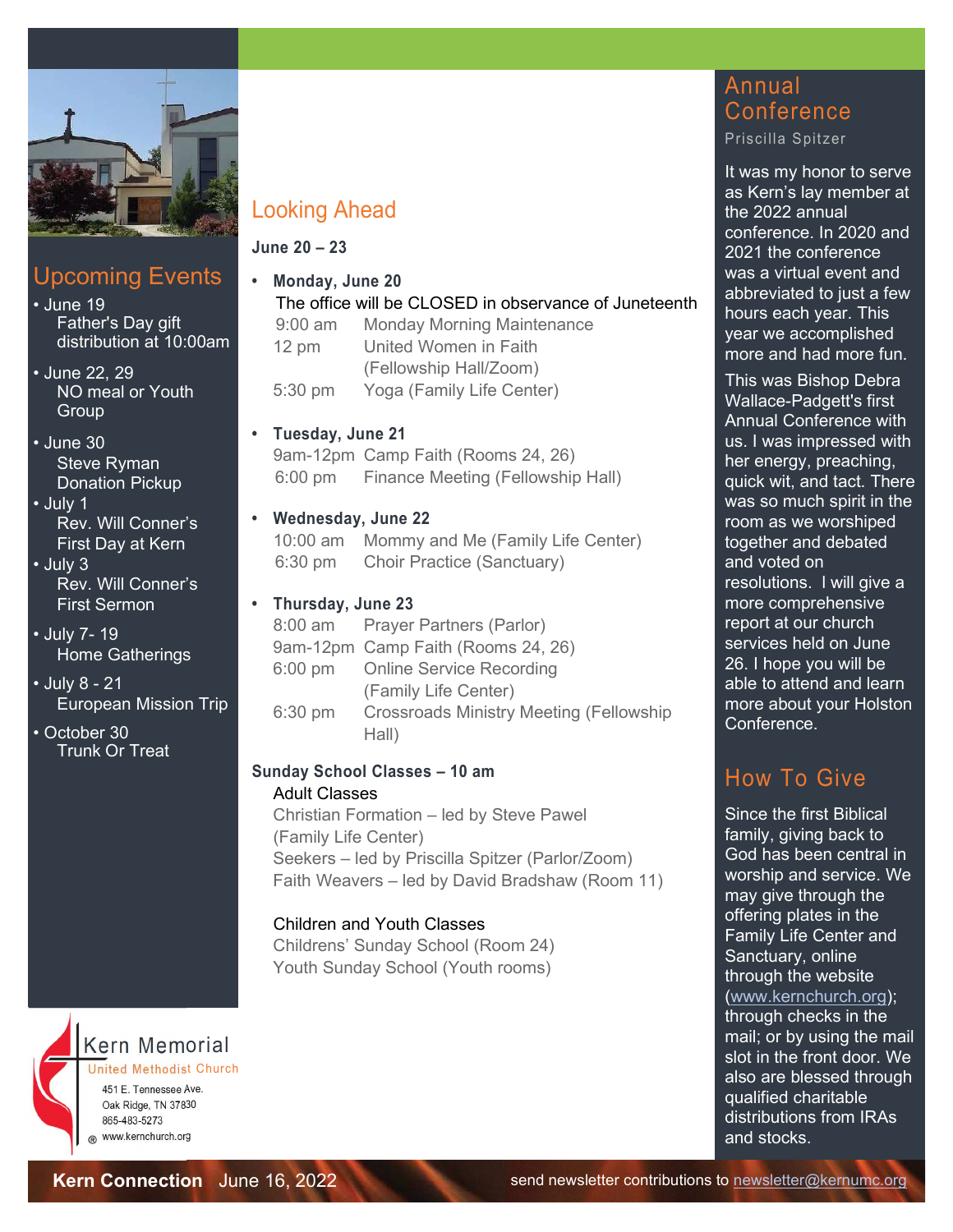## Upcoming Events

- June 19
  Father's Day gift distribution at 10:00am
- June 22, 29
  NO meal or Youth Group
- June 30
  Steve Ryman Donation Pickup
- July 1
  Rev. Will Conner's First Day at Kern
- July 3
  Rev. Will Conner's First Sermon
- July 7- 19
  Home Gatherings
- July 8 - 21
  European Mission Trip
- October 30
  Trunk Or Treat

Kern Memorial
United Methodist Church
451 E. Tennessee Ave.
Oak Ridge, TN 37830
865-483-5273
www.kernchurch.org

## Looking Ahead

**June 20 – 23**

- **Monday, June 20**
  The office will be CLOSED in observance of Juneteenth
  9:00 am Monday Morning Maintenance
  12 pm United Women in Faith (Fellowship Hall/Zoom)
  5:30 pm Yoga (Family Life Center)

- **Tuesday, June 21**
  9am-12pm Camp Faith (Rooms 24, 26)
  6:00 pm Finance Meeting (Fellowship Hall)

- **Wednesday, June 22**
  10:00 am Mommy and Me (Family Life Center)
  6:30 pm Choir Practice (Sanctuary)

- **Thursday, June 23**
  8:00 am Prayer Partners (Parlor)
  9am-12pm Camp Faith (Rooms 24, 26)
  6:00 pm Online Service Recording (Family Life Center)
  6:30 pm Crossroads Ministry Meeting (Fellowship Hall)

**Sunday School Classes – 10 am**

Adult Classes
Christian Formation – led by Steve Pawel (Family Life Center)
Seekers – led by Priscilla Spitzer (Parlor/Zoom)
Faith Weavers – led by David Bradshaw (Room 11)

Children and Youth Classes
Childrens' Sunday School (Room 24)
Youth Sunday School (Youth rooms)

## Annual Conference

Priscilla Spitzer

It was my honor to serve as Kern's lay member at the 2022 annual conference. In 2020 and 2021 the conference was a virtual event and abbreviated to just a few hours each year. This year we accomplished more and had more fun.

This was Bishop Debra Wallace-Padgett's first Annual Conference with us. I was impressed with her energy, preaching, quick wit, and tact. There was so much spirit in the room as we worshiped together and debated and voted on resolutions. I will give a more comprehensive report at our church services held on June 26. I hope you will be able to attend and learn more about your Holston Conference.

## How To Give

Since the first Biblical family, giving back to God has been central in worship and service. We may give through the offering plates in the Family Life Center and Sanctuary, online through the website (www.kernchurch.org); through checks in the mail; or by using the mail slot in the front door. We also are blessed through qualified charitable distributions from IRAs and stocks.

**Kern Connection** June 16, 2022 send newsletter contributions to newsletter@kernumc.org